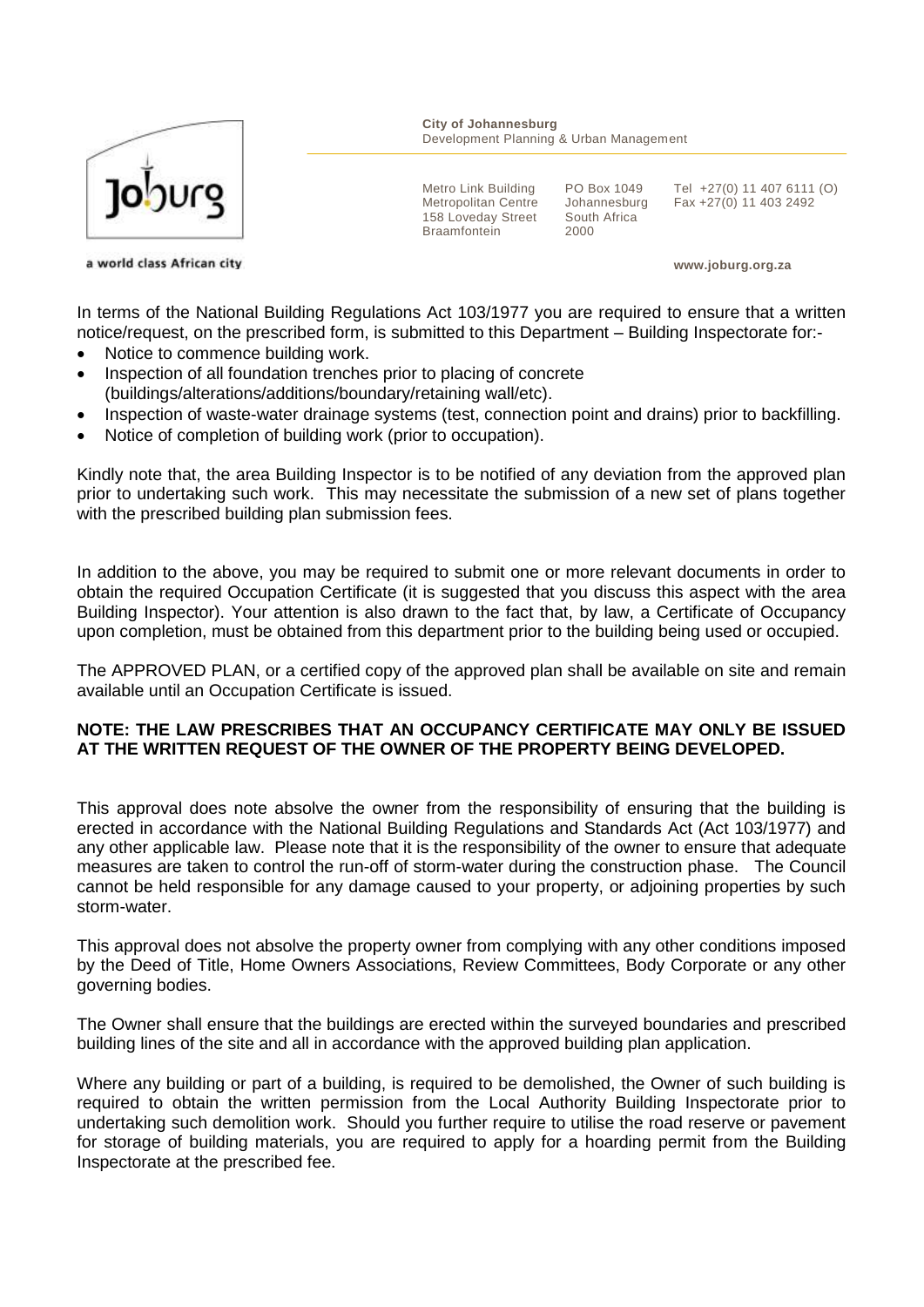**City of Johannesburg**
Development Planning & Urban Management

Metro Link Building
Metropolitan Centre
158 Loveday Street
Braamfontein

PO Box 1049
Johannesburg
South Africa
2000

Tel +27(0) 11 407 6111 (O)
Fax +27(0) 11 403 2492

a world class African city

**www.joburg.org.za**

In terms of the National Building Regulations Act 103/1977 you are required to ensure that a written notice/request, on the prescribed form, is submitted to this Department – Building Inspectorate for:-

- Notice to commence building work.
- Inspection of all foundation trenches prior to placing of concrete (buildings/alterations/additions/boundary/retaining wall/etc).
- Inspection of waste-water drainage systems (test, connection point and drains) prior to backfilling.
- Notice of completion of building work (prior to occupation).

Kindly note that, the area Building Inspector is to be notified of any deviation from the approved plan prior to undertaking such work. This may necessitate the submission of a new set of plans together with the prescribed building plan submission fees.

In addition to the above, you may be required to submit one or more relevant documents in order to obtain the required Occupation Certificate (it is suggested that you discuss this aspect with the area Building Inspector). Your attention is also drawn to the fact that, by law, a Certificate of Occupancy upon completion, must be obtained from this department prior to the building being used or occupied.

The APPROVED PLAN, or a certified copy of the approved plan shall be available on site and remain available until an Occupation Certificate is issued.

**NOTE: THE LAW PRESCRIBES THAT AN OCCUPANCY CERTIFICATE MAY ONLY BE ISSUED AT THE WRITTEN REQUEST OF THE OWNER OF THE PROPERTY BEING DEVELOPED.**

This approval does note absolve the owner from the responsibility of ensuring that the building is erected in accordance with the National Building Regulations and Standards Act (Act 103/1977) and any other applicable law. Please note that it is the responsibility of the owner to ensure that adequate measures are taken to control the run-off of storm-water during the construction phase. The Council cannot be held responsible for any damage caused to your property, or adjoining properties by such storm-water.

This approval does not absolve the property owner from complying with any other conditions imposed by the Deed of Title, Home Owners Associations, Review Committees, Body Corporate or any other governing bodies.

The Owner shall ensure that the buildings are erected within the surveyed boundaries and prescribed building lines of the site and all in accordance with the approved building plan application.

Where any building or part of a building, is required to be demolished, the Owner of such building is required to obtain the written permission from the Local Authority Building Inspectorate prior to undertaking such demolition work. Should you further require to utilise the road reserve or pavement for storage of building materials, you are required to apply for a hoarding permit from the Building Inspectorate at the prescribed fee.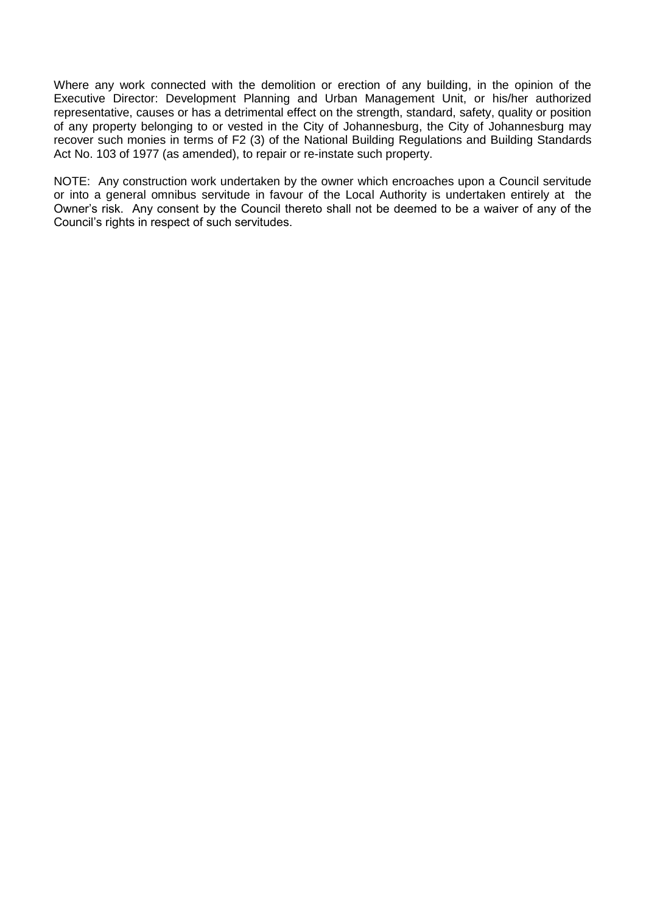Where any work connected with the demolition or erection of any building, in the opinion of the Executive Director: Development Planning and Urban Management Unit, or his/her authorized representative, causes or has a detrimental effect on the strength, standard, safety, quality or position of any property belonging to or vested in the City of Johannesburg, the City of Johannesburg may recover such monies in terms of F2 (3) of the National Building Regulations and Building Standards Act No. 103 of 1977 (as amended), to repair or re-instate such property.

NOTE: Any construction work undertaken by the owner which encroaches upon a Council servitude or into a general omnibus servitude in favour of the Local Authority is undertaken entirely at the Owner's risk. Any consent by the Council thereto shall not be deemed to be a waiver of any of the Council's rights in respect of such servitudes.